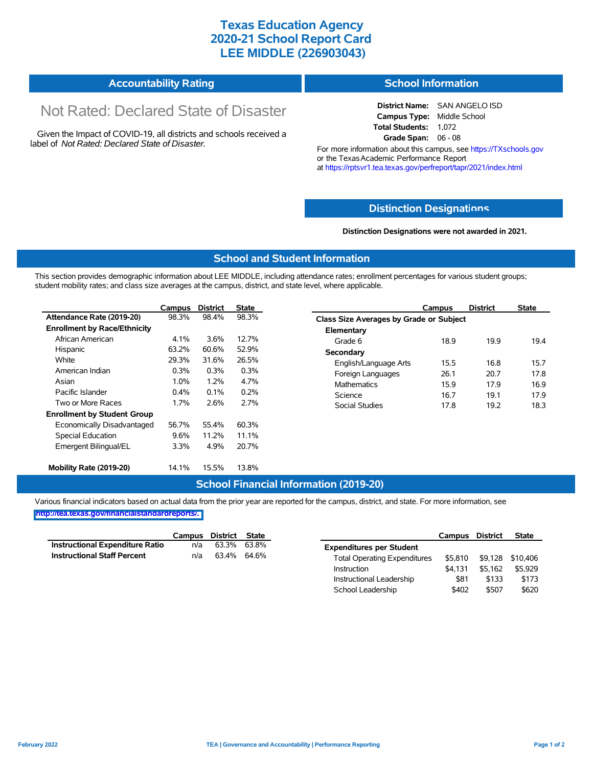# Texas Education Agency
# 2020-21 School Report Card
# LEE MIDDLE (226903043)

## Accountability Rating

Not Rated: Declared State of Disaster

Given the Impact of COVID-19, all districts and schools received a label of *Not Rated: Declared State of Disaster*.

## School Information

**District Name:** SAN ANGELO ISD
**Campus Type:** Middle School
**Total Students:** 1,072
**Grade Span:** 06 - 08

For more information about this campus, see https://TXschools.gov or the Texas Academic Performance Report at https://rptsvr1.tea.texas.gov/perfreport/tapr/2021/index.html

## Distinction Designations

**Distinction Designations were not awarded in 2021.**

## School and Student Information

This section provides demographic information about LEE MIDDLE, including attendance rates; enrollment percentages for various student groups; student mobility rates; and class size averages at the campus, district, and state level, where applicable.

| | Campus | District | State |
|---|---|---|---|
| **Attendance Rate (2019-20)** | 98.3% | 98.4% | 98.3% |
| **Enrollment by Race/Ethnicity** | | | |
| African American | 4.1% | 3.6% | 12.7% |
| Hispanic | 63.2% | 60.6% | 52.9% |
| White | 29.3% | 31.6% | 26.5% |
| American Indian | 0.3% | 0.3% | 0.3% |
| Asian | 1.0% | 1.2% | 4.7% |
| Pacific Islander | 0.4% | 0.1% | 0.2% |
| Two or More Races | 1.7% | 2.6% | 2.7% |
| **Enrollment by Student Group** | | | |
| Economically Disadvantaged | 56.7% | 55.4% | 60.3% |
| Special Education | 9.6% | 11.2% | 11.1% |
| Emergent Bilingual/EL | 3.3% | 4.9% | 20.7% |
| **Mobility Rate (2019-20)** | 14.1% | 15.5% | 13.8% |

| | Campus | District | State |
|---|---|---|---|
| **Class Size Averages by Grade or Subject** | | | |
| **Elementary** | | | |
| Grade 6 | 18.9 | 19.9 | 19.4 |
| **Secondary** | | | |
| English/Language Arts | 15.5 | 16.8 | 15.7 |
| Foreign Languages | 26.1 | 20.7 | 17.8 |
| Mathematics | 15.9 | 17.9 | 16.9 |
| Science | 16.7 | 19.1 | 17.9 |
| Social Studies | 17.8 | 19.2 | 18.3 |

## School Financial Information (2019-20)

Various financial indicators based on actual data from the prior year are reported for the campus, district, and state. For more information, see http://tea.texas.gov/financialstandardreports/.

| | Campus | District | State |
|---|---|---|---|
| **Instructional Expenditure Ratio** | n/a | 63.3% | 63.8% |
| **Instructional Staff Percent** | n/a | 63.4% | 64.6% |

| | Campus | District | State |
|---|---|---|---|
| **Expenditures per Student** | | | |
| Total Operating Expenditures | $5,810 | $9,128 | $10,406 |
| Instruction | $4,131 | $5,162 | $5,929 |
| Instructional Leadership | $81 | $133 | $173 |
| School Leadership | $402 | $507 | $620 |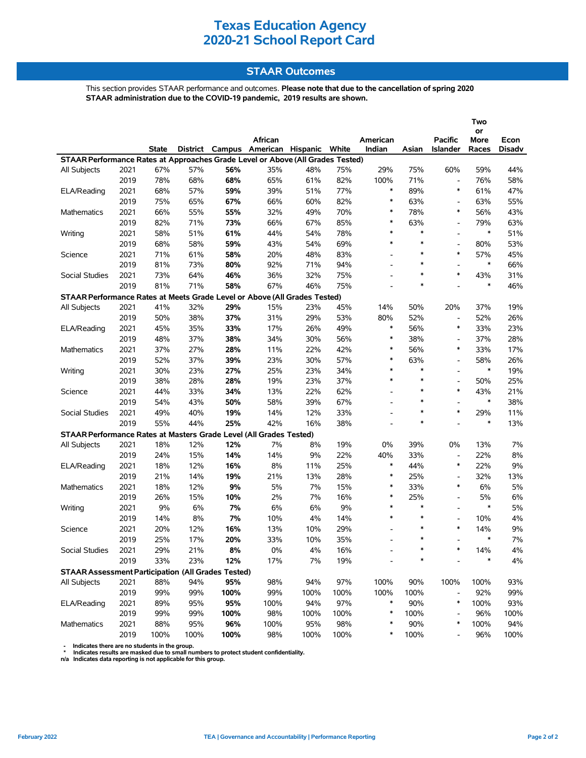# Texas Education Agency
# 2020-21 School Report Card

## STAAR Outcomes

This section provides STAAR performance and outcomes. **Please note that due to the cancellation of spring 2020 STAAR administration due to the COVID-19 pandemic, 2019 results are shown.**

| | | State | District | Campus | African American | Hispanic | White | American Indian | Asian | Pacific Islander | Two or More Races | Econ Disadv |
|---|---|---|---|---|---|---|---|---|---|---|---|---|
| **STAAR Performance Rates at Approaches Grade Level or Above (All Grades Tested)** | | | | | | | | | | | | |
| All Subjects | 2021 | 67% | 57% | **56%** | 35% | 48% | 75% | 29% | 75% | 60% | 59% | 44% |
| | 2019 | 78% | 68% | **68%** | 65% | 61% | 82% | 100% | 71% | - | 76% | 58% |
| ELA/Reading | 2021 | 68% | 57% | **59%** | 39% | 51% | 77% | * | 89% | * | 61% | 47% |
| | 2019 | 75% | 65% | **67%** | 66% | 60% | 82% | * | 63% | - | 63% | 55% |
| Mathematics | 2021 | 66% | 55% | **55%** | 32% | 49% | 70% | * | 78% | * | 56% | 43% |
| | 2019 | 82% | 71% | **73%** | 66% | 67% | 85% | * | 63% | - | 79% | 63% |
| Writing | 2021 | 58% | 51% | **61%** | 44% | 54% | 78% | * | * | - | * | 51% |
| | 2019 | 68% | 58% | **59%** | 43% | 54% | 69% | * | * | - | 80% | 53% |
| Science | 2021 | 71% | 61% | **58%** | 20% | 48% | 83% | - | * | * | 57% | 45% |
| | 2019 | 81% | 73% | **80%** | 92% | 71% | 94% | - | * | - | * | 66% |
| Social Studies | 2021 | 73% | 64% | **46%** | 36% | 32% | 75% | - | * | * | 43% | 31% |
| | 2019 | 81% | 71% | **58%** | 67% | 46% | 75% | - | * | - | * | 46% |
| **STAAR Performance Rates at Meets Grade Level or Above (All Grades Tested)** | | | | | | | | | | | | |
| All Subjects | 2021 | 41% | 32% | **29%** | 15% | 23% | 45% | 14% | 50% | 20% | 37% | 19% |
| | 2019 | 50% | 38% | **37%** | 31% | 29% | 53% | 80% | 52% | - | 52% | 26% |
| ELA/Reading | 2021 | 45% | 35% | **33%** | 17% | 26% | 49% | * | 56% | * | 33% | 23% |
| | 2019 | 48% | 37% | **38%** | 34% | 30% | 56% | * | 38% | - | 37% | 28% |
| Mathematics | 2021 | 37% | 27% | **28%** | 11% | 22% | 42% | * | 56% | * | 33% | 17% |
| | 2019 | 52% | 37% | **39%** | 23% | 30% | 57% | * | 63% | - | 58% | 26% |
| Writing | 2021 | 30% | 23% | **27%** | 25% | 23% | 34% | * | * | - | * | 19% |
| | 2019 | 38% | 28% | **28%** | 19% | 23% | 37% | * | * | - | 50% | 25% |
| Science | 2021 | 44% | 33% | **34%** | 13% | 22% | 62% | - | * | * | 43% | 21% |
| | 2019 | 54% | 43% | **50%** | 58% | 39% | 67% | - | * | - | * | 38% |
| Social Studies | 2021 | 49% | 40% | **19%** | 14% | 12% | 33% | - | * | * | 29% | 11% |
| | 2019 | 55% | 44% | **25%** | 42% | 16% | 38% | - | * | - | * | 13% |
| **STAAR Performance Rates at Masters Grade Level (All Grades Tested)** | | | | | | | | | | | | |
| All Subjects | 2021 | 18% | 12% | **12%** | 7% | 8% | 19% | 0% | 39% | 0% | 13% | 7% |
| | 2019 | 24% | 15% | **14%** | 14% | 9% | 22% | 40% | 33% | - | 22% | 8% |
| ELA/Reading | 2021 | 18% | 12% | **16%** | 8% | 11% | 25% | * | 44% | * | 22% | 9% |
| | 2019 | 21% | 14% | **19%** | 21% | 13% | 28% | * | 25% | - | 32% | 13% |
| Mathematics | 2021 | 18% | 12% | **9%** | 5% | 7% | 15% | * | 33% | * | 6% | 5% |
| | 2019 | 26% | 15% | **10%** | 2% | 7% | 16% | * | 25% | - | 5% | 6% |
| Writing | 2021 | 9% | 6% | **7%** | 6% | 6% | 9% | * | * | - | * | 5% |
| | 2019 | 14% | 8% | **7%** | 10% | 4% | 14% | * | * | - | 10% | 4% |
| Science | 2021 | 20% | 12% | **16%** | 13% | 10% | 29% | - | * | * | 14% | 9% |
| | 2019 | 25% | 17% | **20%** | 33% | 10% | 35% | - | * | - | * | 7% |
| Social Studies | 2021 | 29% | 21% | **8%** | 0% | 4% | 16% | - | * | * | 14% | 4% |
| | 2019 | 33% | 23% | **12%** | 17% | 7% | 19% | - | * | - | * | 4% |
| **STAAR Assessment Participation (All Grades Tested)** | | | | | | | | | | | | |
| All Subjects | 2021 | 88% | 94% | **95%** | 98% | 94% | 97% | 100% | 90% | 100% | 100% | 93% |
| | 2019 | 99% | 99% | **100%** | 99% | 100% | 100% | 100% | 100% | - | 92% | 99% |
| ELA/Reading | 2021 | 89% | 95% | **95%** | 100% | 94% | 97% | * | 90% | * | 100% | 93% |
| | 2019 | 99% | 99% | **100%** | 98% | 100% | 100% | * | 100% | - | 96% | 100% |
| Mathematics | 2021 | 88% | 95% | **96%** | 100% | 95% | 98% | * | 90% | * | 100% | 94% |
| | 2019 | 100% | 100% | **100%** | 98% | 100% | 100% | * | 100% | - | 96% | 100% |

**-** Indicates there are no students in the group.
**\*** Indicates results are masked due to small numbers to protect student confidentiality.
**n/a** Indicates data reporting is not applicable for this group.